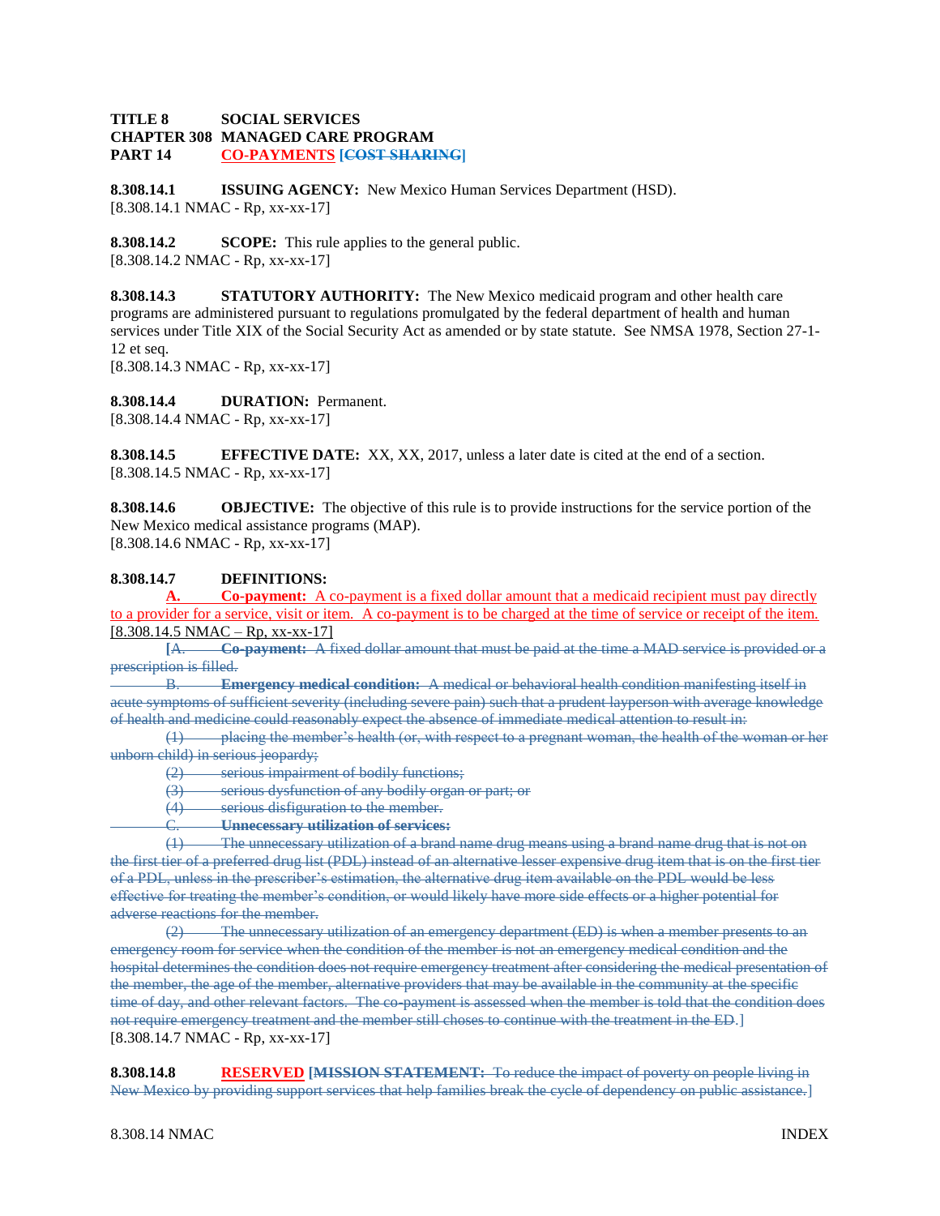**TITLE 8 SOCIAL SERVICES**
**CHAPTER 308 MANAGED CARE PROGRAM**
**PART 14 CO-PAYMENTS [~~COST SHARING~~]**

**8.308.14.1 ISSUING AGENCY:** New Mexico Human Services Department (HSD).
[8.308.14.1 NMAC - Rp, xx-xx-17]

**8.308.14.2 SCOPE:** This rule applies to the general public.
[8.308.14.2 NMAC - Rp, xx-xx-17]

**8.308.14.3 STATUTORY AUTHORITY:** The New Mexico medicaid program and other health care programs are administered pursuant to regulations promulgated by the federal department of health and human services under Title XIX of the Social Security Act as amended or by state statute. See NMSA 1978, Section 27-1-12 et seq.
[8.308.14.3 NMAC - Rp, xx-xx-17]

**8.308.14.4 DURATION:** Permanent.
[8.308.14.4 NMAC - Rp, xx-xx-17]

**8.308.14.5 EFFECTIVE DATE:** XX, XX, 2017, unless a later date is cited at the end of a section.
[8.308.14.5 NMAC - Rp, xx-xx-17]

**8.308.14.6 OBJECTIVE:** The objective of this rule is to provide instructions for the service portion of the New Mexico medical assistance programs (MAP).
[8.308.14.6 NMAC - Rp, xx-xx-17]

**8.308.14.7 DEFINITIONS:**

**A. Co-payment:** A co-payment is a fixed dollar amount that a medicaid recipient must pay directly to a provider for a service, visit or item. A co-payment is to be charged at the time of service or receipt of the item.
[8.308.14.5 NMAC – Rp, xx-xx-17]

[~~A. **Co-payment:** A fixed dollar amount that must be paid at the time a MAD service is provided or a prescription is filled.~~

~~B. **Emergency medical condition:** A medical or behavioral health condition manifesting itself in acute symptoms of sufficient severity (including severe pain) such that a prudent layperson with average knowledge of health and medicine could reasonably expect the absence of immediate medical attention to result in:~~

~~(1) placing the member's health (or, with respect to a pregnant woman, the health of the woman or her unborn child) in serious jeopardy;~~

~~(2) serious impairment of bodily functions;~~

~~(3) serious dysfunction of any bodily organ or part; or~~

~~(4) serious disfiguration to the member.~~

~~C. **Unnecessary utilization of services:**~~

~~(1) The unnecessary utilization of a brand name drug means using a brand name drug that is not on the first tier of a preferred drug list (PDL) instead of an alternative lesser expensive drug item that is on the first tier of a PDL, unless in the prescriber's estimation, the alternative drug item available on the PDL would be less effective for treating the member's condition, or would likely have more side effects or a higher potential for adverse reactions for the member.~~

~~(2) The unnecessary utilization of an emergency department (ED) is when a member presents to an emergency room for service when the condition of the member is not an emergency medical condition and the hospital determines the condition does not require emergency treatment after considering the medical presentation of the member, the age of the member, alternative providers that may be available in the community at the specific time of day, and other relevant factors. The co-payment is assessed when the member is told that the condition does not require emergency treatment and the member still choses to continue with the treatment in the ED.~~]
[8.308.14.7 NMAC - Rp, xx-xx-17]

**8.308.14.8 RESERVED** [~~**MISSION STATEMENT:** To reduce the impact of poverty on people living in New Mexico by providing support services that help families break the cycle of dependency on public assistance.~~]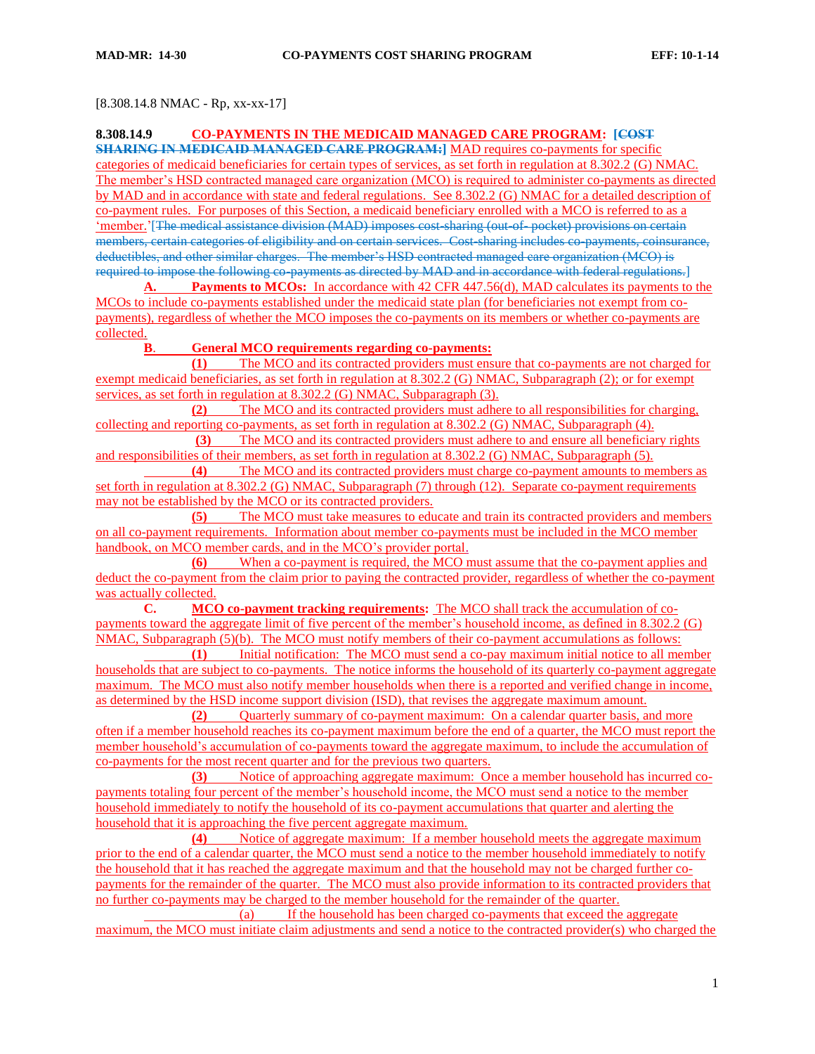[8.308.14.8 NMAC - Rp, xx-xx-17]

**8.308.14.9 CO-PAYMENTS IN THE MEDICAID MANAGED CARE PROGRAM: [~~COST SHARING IN MEDICAID MANAGED CARE PROGRAM:~~]** MAD requires co-payments for specific categories of medicaid beneficiaries for certain types of services, as set forth in regulation at 8.302.2 (G) NMAC. The member's HSD contracted managed care organization (MCO) is required to administer co-payments as directed by MAD and in accordance with state and federal regulations. See 8.302.2 (G) NMAC for a detailed description of co-payment rules. For purposes of this Section, a medicaid beneficiary enrolled with a MCO is referred to as a 'member.'[~~The medical assistance division (MAD) imposes cost-sharing (out-of- pocket) provisions on certain members, certain categories of eligibility and on certain services. Cost-sharing includes co-payments, coinsurance, deductibles, and other similar charges. The member's HSD contracted managed care organization (MCO) is required to impose the following co-payments as directed by MAD and in accordance with federal regulations.~~]

**A. Payments to MCOs:** In accordance with 42 CFR 447.56(d), MAD calculates its payments to the MCOs to include co-payments established under the medicaid state plan (for beneficiaries not exempt from co-payments), regardless of whether the MCO imposes the co-payments on its members or whether co-payments are collected.

**B. General MCO requirements regarding co-payments:**

**(1)** The MCO and its contracted providers must ensure that co-payments are not charged for exempt medicaid beneficiaries, as set forth in regulation at 8.302.2 (G) NMAC, Subparagraph (2); or for exempt services, as set forth in regulation at 8.302.2 (G) NMAC, Subparagraph (3).

**(2)** The MCO and its contracted providers must adhere to all responsibilities for charging, collecting and reporting co-payments, as set forth in regulation at 8.302.2 (G) NMAC, Subparagraph (4).

**(3)** The MCO and its contracted providers must adhere to and ensure all beneficiary rights and responsibilities of their members, as set forth in regulation at 8.302.2 (G) NMAC, Subparagraph (5).

**(4)** The MCO and its contracted providers must charge co-payment amounts to members as set forth in regulation at 8.302.2 (G) NMAC, Subparagraph (7) through (12). Separate co-payment requirements may not be established by the MCO or its contracted providers.

**(5)** The MCO must take measures to educate and train its contracted providers and members on all co-payment requirements. Information about member co-payments must be included in the MCO member handbook, on MCO member cards, and in the MCO's provider portal.

**(6)** When a co-payment is required, the MCO must assume that the co-payment applies and deduct the co-payment from the claim prior to paying the contracted provider, regardless of whether the co-payment was actually collected.

**C. MCO co-payment tracking requirements:** The MCO shall track the accumulation of co-payments toward the aggregate limit of five percent of the member's household income, as defined in 8.302.2 (G) NMAC, Subparagraph (5)(b). The MCO must notify members of their co-payment accumulations as follows:

**(1)** Initial notification: The MCO must send a co-pay maximum initial notice to all member households that are subject to co-payments. The notice informs the household of its quarterly co-payment aggregate maximum. The MCO must also notify member households when there is a reported and verified change in income, as determined by the HSD income support division (ISD), that revises the aggregate maximum amount.

**(2)** Quarterly summary of co-payment maximum: On a calendar quarter basis, and more often if a member household reaches its co-payment maximum before the end of a quarter, the MCO must report the member household's accumulation of co-payments toward the aggregate maximum, to include the accumulation of co-payments for the most recent quarter and for the previous two quarters.

**(3)** Notice of approaching aggregate maximum: Once a member household has incurred co-payments totaling four percent of the member's household income, the MCO must send a notice to the member household immediately to notify the household of its co-payment accumulations that quarter and alerting the household that it is approaching the five percent aggregate maximum.

**(4)** Notice of aggregate maximum: If a member household meets the aggregate maximum prior to the end of a calendar quarter, the MCO must send a notice to the member household immediately to notify the household that it has reached the aggregate maximum and that the household may not be charged further co-payments for the remainder of the quarter. The MCO must also provide information to its contracted providers that no further co-payments may be charged to the member household for the remainder of the quarter.

(a) If the household has been charged co-payments that exceed the aggregate maximum, the MCO must initiate claim adjustments and send a notice to the contracted provider(s) who charged the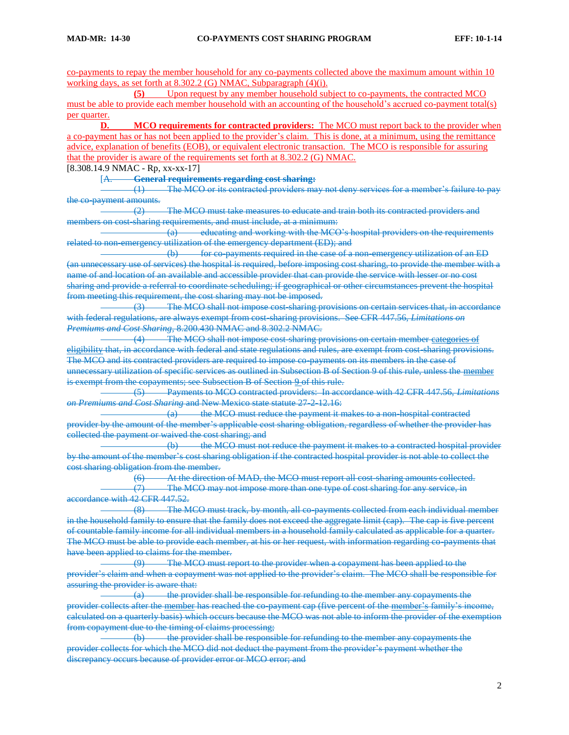co-payments to repay the member household for any co-payments collected above the maximum amount within 10 working days, as set forth at 8.302.2 (G) NMAC, Subparagraph (4)(i).

**(5)** Upon request by any member household subject to co-payments, the contracted MCO must be able to provide each member household with an accounting of the household's accrued co-payment total(s) per quarter.

**D. MCO requirements for contracted providers:** The MCO must report back to the provider when a co-payment has or has not been applied to the provider's claim. This is done, at a minimum, using the remittance advice, explanation of benefits (EOB), or equivalent electronic transaction. The MCO is responsible for assuring that the provider is aware of the requirements set forth at 8.302.2 (G) NMAC.

[8.308.14.9 NMAC - Rp, xx-xx-17]

~~[A. **General requirements regarding cost sharing:**~~

~~(1) The MCO or its contracted providers may not deny services for a member's failure to pay the co-payment amounts.~~

~~(2) The MCO must take measures to educate and train both its contracted providers and members on cost-sharing requirements, and must include, at a minimum:~~

~~(a) educating and working with the MCO's hospital providers on the requirements related to non-emergency utilization of the emergency department (ED); and~~

~~(b) for co-payments required in the case of a non-emergency utilization of an ED (an unnecessary use of services) the hospital is required, before imposing cost sharing, to provide the member with a name of and location of an available and accessible provider that can provide the service with lesser or no cost sharing and provide a referral to coordinate scheduling; if geographical or other circumstances prevent the hospital from meeting this requirement, the cost sharing may not be imposed.~~

~~(3) The MCO shall not impose cost-sharing provisions on certain services that, in accordance with federal regulations, are always exempt from cost-sharing provisions. See CFR 447.56, *Limitations on Premiums and Cost Sharing*, 8.200.430 NMAC and 8.302.2 NMAC.~~

~~(4) The MCO shall not impose cost-sharing provisions on certain member categories of eligibility that, in accordance with federal and state regulations and rules, are exempt from cost-sharing provisions. The MCO and its contracted providers are required to impose co-payments on its members in the case of unnecessary utilization of specific services as outlined in Subsection B of Section 9 of this rule, unless the member is exempt from the copayments; see Subsection B of Section 9 of this rule.~~

~~(5) Payments to MCO contracted providers: In accordance with 42 CFR 447.56, *Limitations on Premiums and Cost Sharing* and New Mexico state statute 27-2-12.16:~~

~~(a) the MCO must reduce the payment it makes to a non-hospital contracted provider by the amount of the member's applicable cost sharing obligation, regardless of whether the provider has collected the payment or waived the cost sharing; and~~

~~(b) the MCO must not reduce the payment it makes to a contracted hospital provider by the amount of the member's cost sharing obligation if the contracted hospital provider is not able to collect the cost sharing obligation from the member.~~

~~(6) At the direction of MAD, the MCO must report all cost-sharing amounts collected.~~

~~(7) The MCO may not impose more than one type of cost sharing for any service, in accordance with 42 CFR 447.52.~~

~~(8) The MCO must track, by month, all co-payments collected from each individual member in the household family to ensure that the family does not exceed the aggregate limit (cap). The cap is five percent of countable family income for all individual members in a household family calculated as applicable for a quarter. The MCO must be able to provide each member, at his or her request, with information regarding co-payments that have been applied to claims for the member.~~

~~(9) The MCO must report to the provider when a copayment has been applied to the provider's claim and when a copayment was not applied to the provider's claim. The MCO shall be responsible for assuring the provider is aware that:~~

~~(a) the provider shall be responsible for refunding to the member any copayments the provider collects after the member has reached the co-payment cap (five percent of the member's family's income, calculated on a quarterly basis) which occurs because the MCO was not able to inform the provider of the exemption from copayment due to the timing of claims processing;~~

~~(b) the provider shall be responsible for refunding to the member any copayments the provider collects for which the MCO did not deduct the payment from the provider's payment whether the discrepancy occurs because of provider error or MCO error; and~~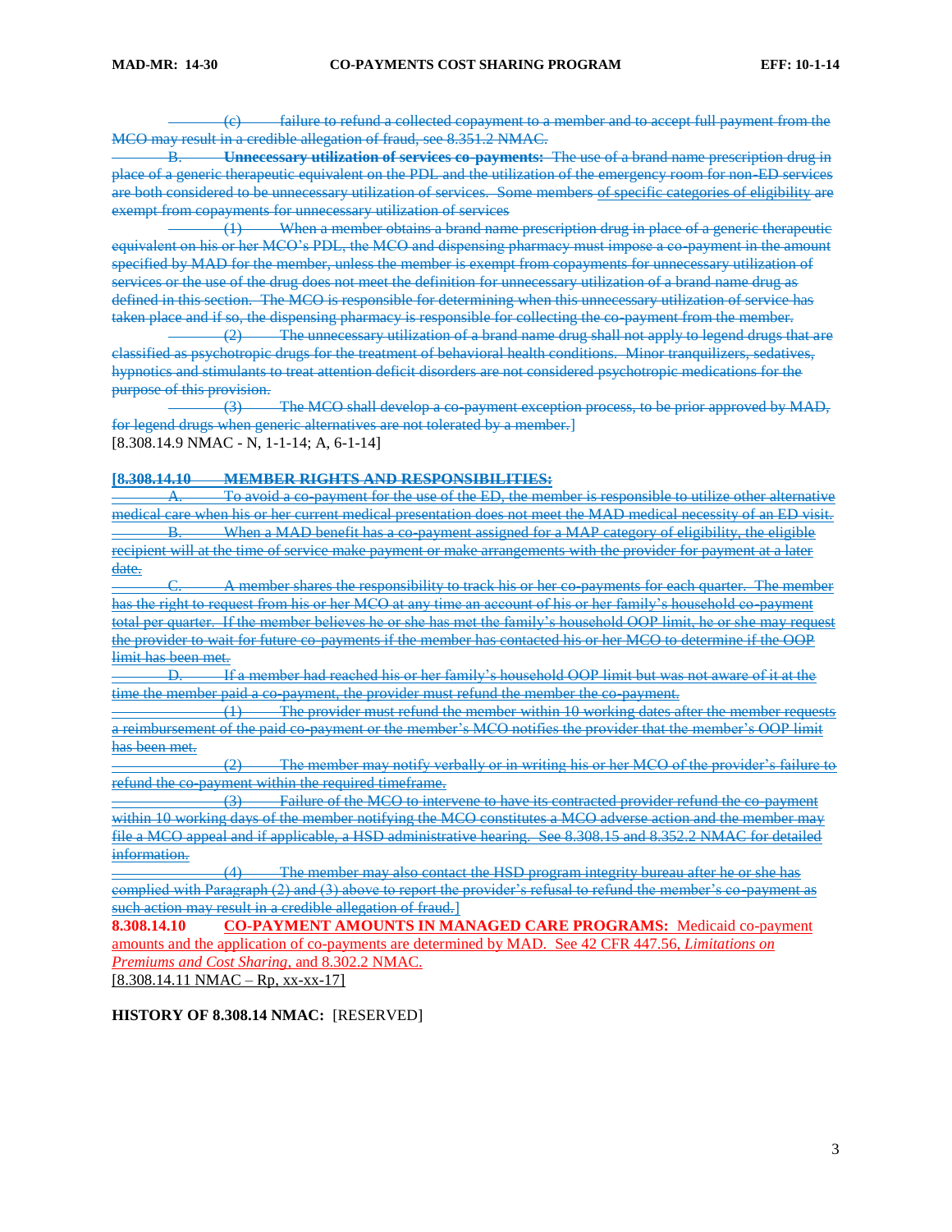~~(c) failure to refund a collected copayment to a member and to accept full payment from the MCO may result in a credible allegation of fraud, see 8.351.2 NMAC.~~

~~B. **Unnecessary utilization of services co-payments:** The use of a brand name prescription drug in place of a generic therapeutic equivalent on the PDL and the utilization of the emergency room for non-ED services are both considered to be unnecessary utilization of services. Some members of specific categories of eligibility are exempt from copayments for unnecessary utilization of services~~

~~(1) When a member obtains a brand name prescription drug in place of a generic therapeutic equivalent on his or her MCO's PDL, the MCO and dispensing pharmacy must impose a co-payment in the amount specified by MAD for the member, unless the member is exempt from copayments for unnecessary utilization of services or the use of the drug does not meet the definition for unnecessary utilization of a brand name drug as defined in this section. The MCO is responsible for determining when this unnecessary utilization of service has taken place and if so, the dispensing pharmacy is responsible for collecting the co-payment from the member.~~

~~(2) The unnecessary utilization of a brand name drug shall not apply to legend drugs that are classified as psychotropic drugs for the treatment of behavioral health conditions. Minor tranquilizers, sedatives, hypnotics and stimulants to treat attention deficit disorders are not considered psychotropic medications for the purpose of this provision.~~

~~(3) The MCO shall develop a co-payment exception process, to be prior approved by MAD, for legend drugs when generic alternatives are not tolerated by a member.~~]

[8.308.14.9 NMAC - N, 1-1-14; A, 6-1-14]

~~[**8.308.14.10 MEMBER RIGHTS AND RESPONSIBILITIES:**~~

~~A. To avoid a co-payment for the use of the ED, the member is responsible to utilize other alternative medical care when his or her current medical presentation does not meet the MAD medical necessity of an ED visit.~~

~~B. When a MAD benefit has a co-payment assigned for a MAP category of eligibility, the eligible recipient will at the time of service make payment or make arrangements with the provider for payment at a later date.~~

~~C. A member shares the responsibility to track his or her co-payments for each quarter. The member has the right to request from his or her MCO at any time an account of his or her family's household co-payment total per quarter. If the member believes he or she has met the family's household OOP limit, he or she may request the provider to wait for future co-payments if the member has contacted his or her MCO to determine if the OOP limit has been met.~~

~~D. If a member had reached his or her family's household OOP limit but was not aware of it at the time the member paid a co-payment, the provider must refund the member the co-payment.~~

~~(1) The provider must refund the member within 10 working dates after the member requests a reimbursement of the paid co-payment or the member's MCO notifies the provider that the member's OOP limit has been met.~~

~~(2) The member may notify verbally or in writing his or her MCO of the provider's failure to refund the co-payment within the required timeframe.~~

~~(3) Failure of the MCO to intervene to have its contracted provider refund the co-payment within 10 working days of the member notifying the MCO constitutes a MCO adverse action and the member may file a MCO appeal and if applicable, a HSD administrative hearing. See 8.308.15 and 8.352.2 NMAC for detailed information.~~

~~(4) The member may also contact the HSD program integrity bureau after he or she has complied with Paragraph (2) and (3) above to report the provider's refusal to refund the member's co-payment as such action may result in a credible allegation of fraud.~~]

**8.308.14.10 CO-PAYMENT AMOUNTS IN MANAGED CARE PROGRAMS:** Medicaid co-payment amounts and the application of co-payments are determined by MAD. See 42 CFR 447.56, *Limitations on Premiums and Cost Sharing*, and 8.302.2 NMAC.

[8.308.14.11 NMAC – Rp, xx-xx-17]

**HISTORY OF 8.308.14 NMAC:** [RESERVED]